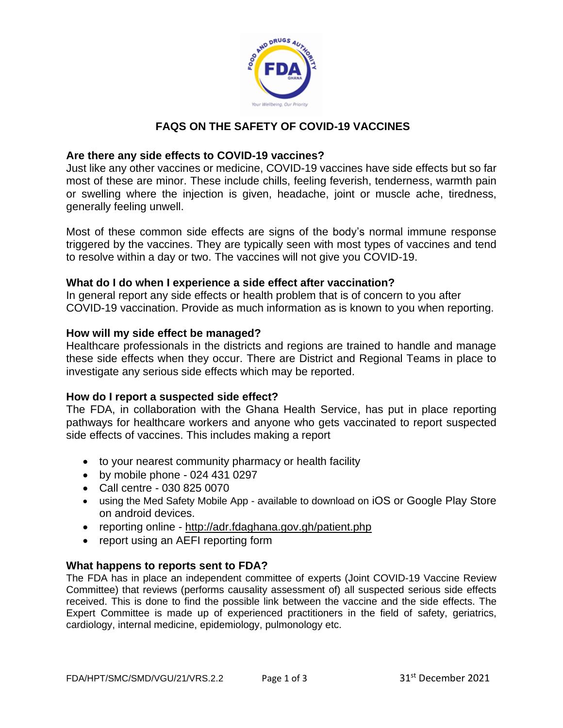# FAQS ON THE SAFETY OF COVID-19 VACCINES

## Are there any side effects to COVID-19 vaccines?

Just like any other vaccines or medicine, COVID-19 vaccines have side effects but so far most of these are minor. These include chills, feeling feverish, tenderness, warmth pain or swelling where the injection is given, headache, joint or muscle ache, tiredness, generally feeling unwell.

Most of these common side effects are signs of the body's normal immune response triggered by the vaccines. They are typically seen with most types of vaccines and tend to resolve within a day or two. The vaccines will not give you COVID-19.

## What do I do when I experience a side effect after vaccination?

In general report any side effects or health problem that is of concern to you after COVID-19 vaccination. Provide as much information as is known to you when reporting.

## How will my side effect be managed?

Healthcare professionals in the districts and regions are trained to handle and manage these side effects when they occur. There are District and Regional Teams in place to investigate any serious side effects which may be reported.

## How do I report a suspected side effect?

The FDA, in collaboration with the Ghana Health Service, has put in place reporting pathways for healthcare workers and anyone who gets vaccinated to report suspected side effects of vaccines. This includes making a report

- to your nearest community pharmacy or health facility
- by mobile phone - 024 431 0297
- Call centre - 030 825 0070
- using the Med Safety Mobile App - available to download on iOS or Google Play Store on android devices.
- reporting online - http://adr.fdaghana.gov.gh/patient.php
- report using an AEFI reporting form

## What happens to reports sent to FDA?

The FDA has in place an independent committee of experts (Joint COVID-19 Vaccine Review Committee) that reviews (performs causality assessment of) all suspected serious side effects received. This is done to find the possible link between the vaccine and the side effects. The Expert Committee is made up of experienced practitioners in the field of safety, geriatrics, cardiology, internal medicine, epidemiology, pulmonology etc.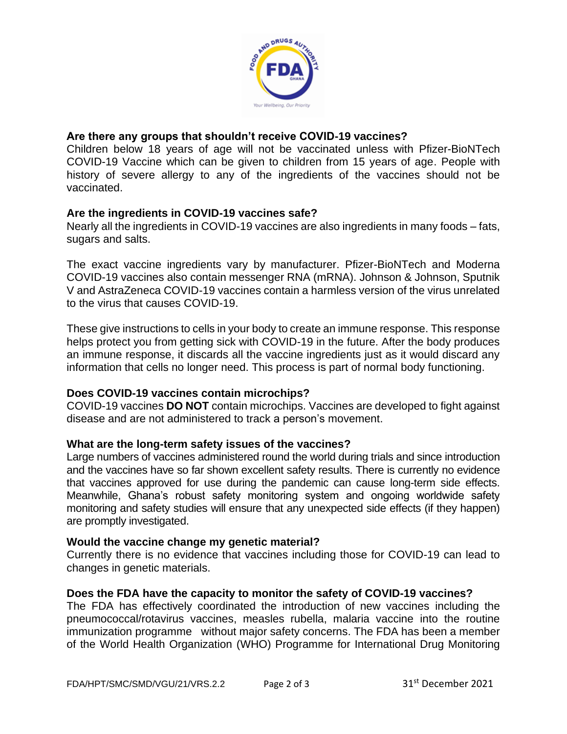**Are there any groups that shouldn't receive COVID-19 vaccines?**

Children below 18 years of age will not be vaccinated unless with Pfizer-BioNTech COVID-19 Vaccine which can be given to children from 15 years of age. People with history of severe allergy to any of the ingredients of the vaccines should not be vaccinated.

**Are the ingredients in COVID-19 vaccines safe?**

Nearly all the ingredients in COVID-19 vaccines are also ingredients in many foods – fats, sugars and salts.

The exact vaccine ingredients vary by manufacturer. Pfizer-BioNTech and Moderna COVID-19 vaccines also contain messenger RNA (mRNA). Johnson & Johnson, Sputnik V and AstraZeneca COVID-19 vaccines contain a harmless version of the virus unrelated to the virus that causes COVID-19.

These give instructions to cells in your body to create an immune response. This response helps protect you from getting sick with COVID-19 in the future. After the body produces an immune response, it discards all the vaccine ingredients just as it would discard any information that cells no longer need. This process is part of normal body functioning.

**Does COVID-19 vaccines contain microchips?**

COVID-19 vaccines **DO NOT** contain microchips. Vaccines are developed to fight against disease and are not administered to track a person's movement.

**What are the long-term safety issues of the vaccines?**

Large numbers of vaccines administered round the world during trials and since introduction and the vaccines have so far shown excellent safety results. There is currently no evidence that vaccines approved for use during the pandemic can cause long-term side effects. Meanwhile, Ghana's robust safety monitoring system and ongoing worldwide safety monitoring and safety studies will ensure that any unexpected side effects (if they happen) are promptly investigated.

**Would the vaccine change my genetic material?**

Currently there is no evidence that vaccines including those for COVID-19 can lead to changes in genetic materials.

**Does the FDA have the capacity to monitor the safety of COVID-19 vaccines?**

The FDA has effectively coordinated the introduction of new vaccines including the pneumococcal/rotavirus vaccines, measles rubella, malaria vaccine into the routine immunization programme without major safety concerns. The FDA has been a member of the World Health Organization (WHO) Programme for International Drug Monitoring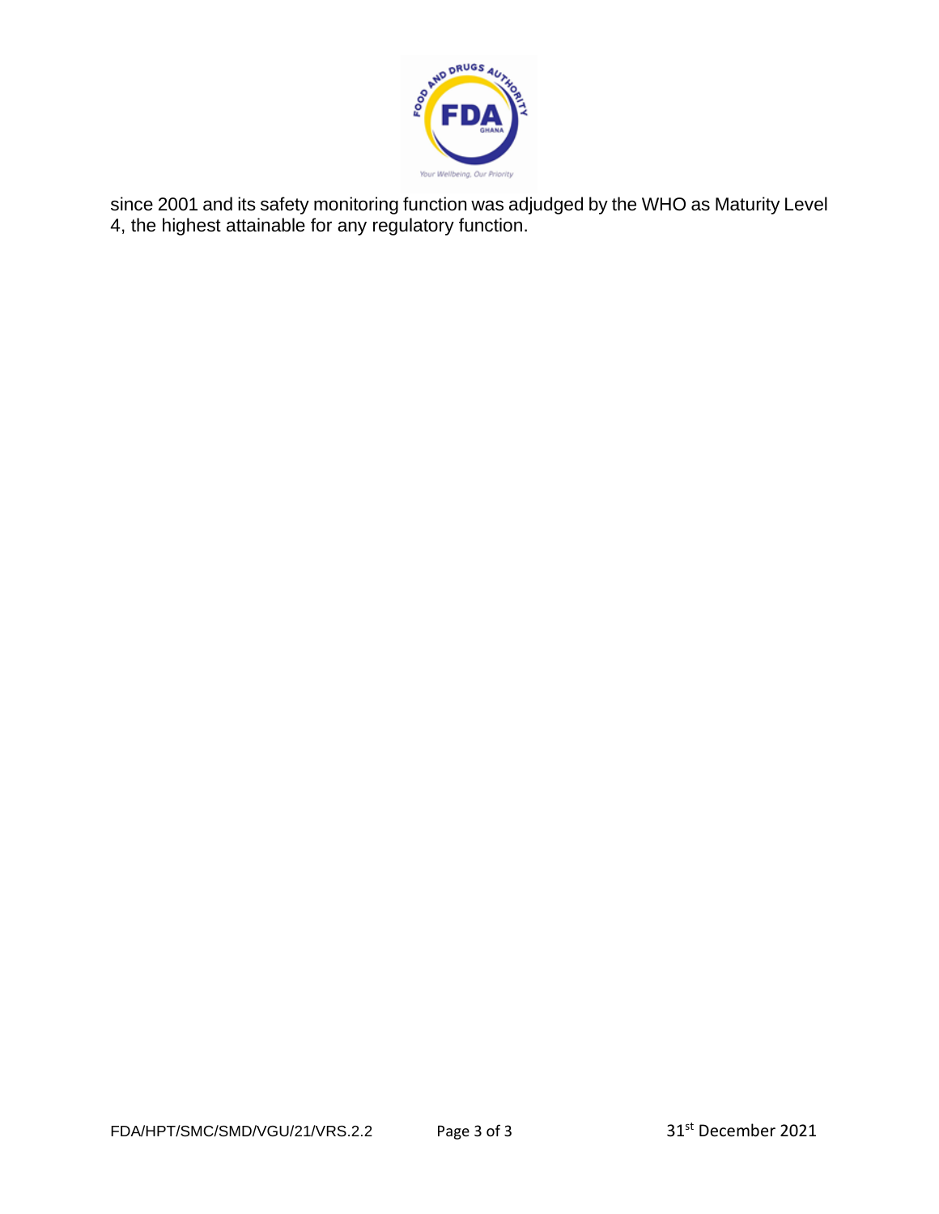since 2001 and its safety monitoring function was adjudged by the WHO as Maturity Level 4, the highest attainable for any regulatory function.